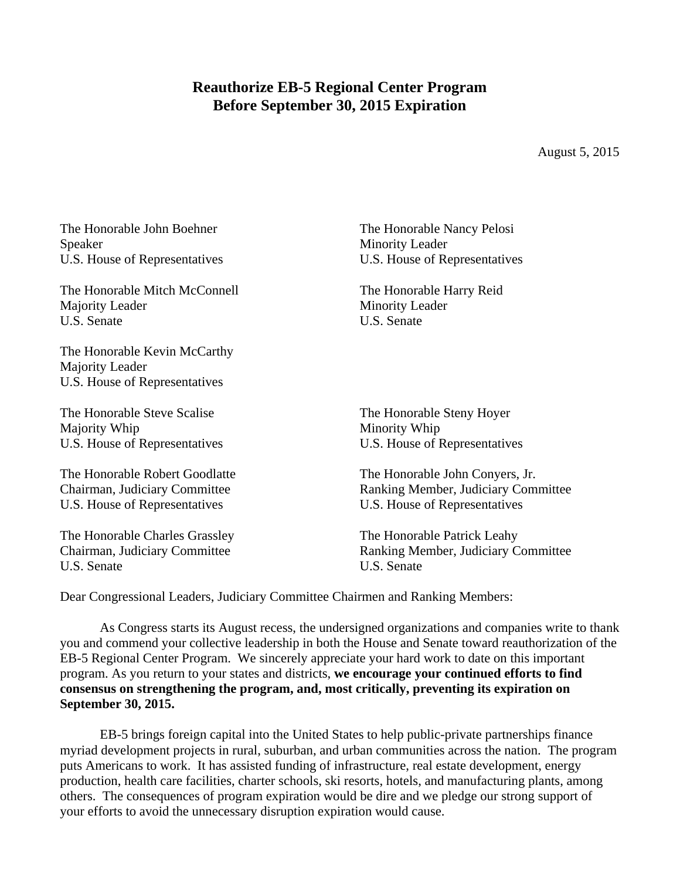# Reauthorize EB-5 Regional Center Program Before September 30, 2015 Expiration

August 5, 2015

The Honorable John Boehner
Speaker
U.S. House of Representatives

The Honorable Nancy Pelosi
Minority Leader
U.S. House of Representatives

The Honorable Mitch McConnell
Majority Leader
U.S. Senate

The Honorable Harry Reid
Minority Leader
U.S. Senate

The Honorable Kevin McCarthy
Majority Leader
U.S. House of Representatives

The Honorable Steve Scalise
Majority Whip
U.S. House of Representatives

The Honorable Steny Hoyer
Minority Whip
U.S. House of Representatives

The Honorable Robert Goodlatte
Chairman, Judiciary Committee
U.S. House of Representatives

The Honorable John Conyers, Jr.
Ranking Member, Judiciary Committee
U.S. House of Representatives

The Honorable Charles Grassley
Chairman, Judiciary Committee
U.S. Senate

The Honorable Patrick Leahy
Ranking Member, Judiciary Committee
U.S. Senate

Dear Congressional Leaders, Judiciary Committee Chairmen and Ranking Members:

As Congress starts its August recess, the undersigned organizations and companies write to thank you and commend your collective leadership in both the House and Senate toward reauthorization of the EB-5 Regional Center Program. We sincerely appreciate your hard work to date on this important program. As you return to your states and districts, **we encourage your continued efforts to find consensus on strengthening the program, and, most critically, preventing its expiration on September 30, 2015.**

EB-5 brings foreign capital into the United States to help public-private partnerships finance myriad development projects in rural, suburban, and urban communities across the nation. The program puts Americans to work. It has assisted funding of infrastructure, real estate development, energy production, health care facilities, charter schools, ski resorts, hotels, and manufacturing plants, among others. The consequences of program expiration would be dire and we pledge our strong support of your efforts to avoid the unnecessary disruption expiration would cause.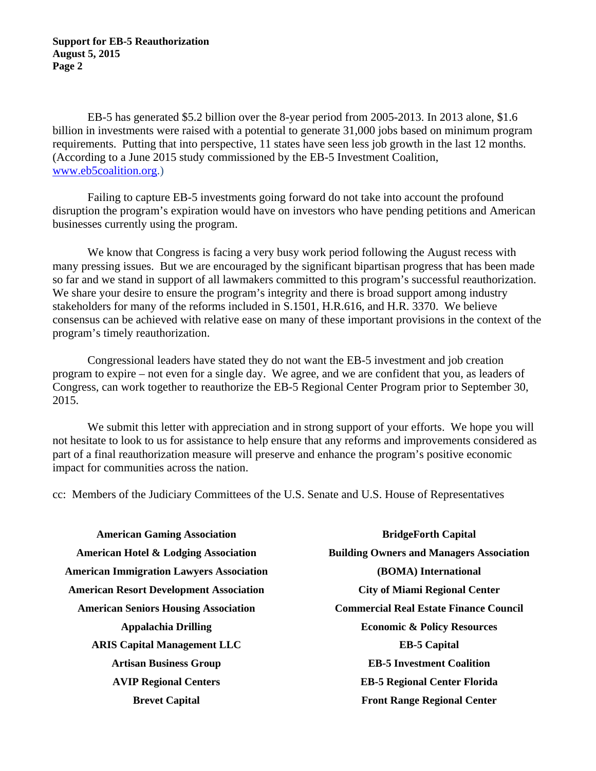EB-5 has generated $5.2 billion over the 8-year period from 2005-2013. In 2013 alone, $1.6 billion in investments were raised with a potential to generate 31,000 jobs based on minimum program requirements. Putting that into perspective, 11 states have seen less job growth in the last 12 months. (According to a June 2015 study commissioned by the EB-5 Investment Coalition, [www.eb5coalition.org](http://www.eb5coalition.org).)

Failing to capture EB-5 investments going forward do not take into account the profound disruption the program's expiration would have on investors who have pending petitions and American businesses currently using the program.

We know that Congress is facing a very busy work period following the August recess with many pressing issues. But we are encouraged by the significant bipartisan progress that has been made so far and we stand in support of all lawmakers committed to this program's successful reauthorization. We share your desire to ensure the program's integrity and there is broad support among industry stakeholders for many of the reforms included in S.1501, H.R.616, and H.R. 3370. We believe consensus can be achieved with relative ease on many of these important provisions in the context of the program's timely reauthorization.

Congressional leaders have stated they do not want the EB-5 investment and job creation program to expire – not even for a single day. We agree, and we are confident that you, as leaders of Congress, can work together to reauthorize the EB-5 Regional Center Program prior to September 30, 2015.

We submit this letter with appreciation and in strong support of your efforts. We hope you will not hesitate to look to us for assistance to help ensure that any reforms and improvements considered as part of a final reauthorization measure will preserve and enhance the program's positive economic impact for communities across the nation.

cc: Members of the Judiciary Committees of the U.S. Senate and U.S. House of Representatives

**American Gaming Association**
**American Hotel & Lodging Association**
**American Immigration Lawyers Association**
**American Resort Development Association**
**American Seniors Housing Association**
**Appalachia Drilling**
**ARIS Capital Management LLC**
**Artisan Business Group**
**AVIP Regional Centers**
**Brevet Capital**
**BridgeForth Capital**
**Building Owners and Managers Association (BOMA) International**
**City of Miami Regional Center**
**Commercial Real Estate Finance Council**
**Economic & Policy Resources**
**EB-5 Capital**
**EB-5 Investment Coalition**
**EB-5 Regional Center Florida**
**Front Range Regional Center**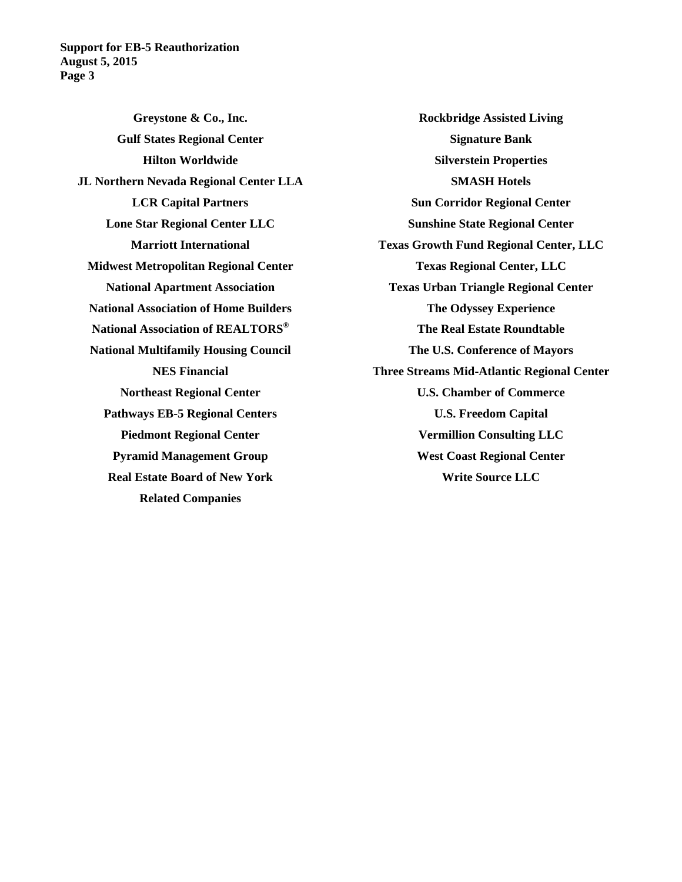**Greystone & Co., Inc.**
**Gulf States Regional Center**
**Hilton Worldwide**
**JL Northern Nevada Regional Center LLA**
**LCR Capital Partners**
**Lone Star Regional Center LLC**
**Marriott International**
**Midwest Metropolitan Regional Center**
**National Apartment Association**
**National Association of Home Builders**
**National Association of REALTORS®**
**National Multifamily Housing Council**
**NES Financial**
**Northeast Regional Center**
**Pathways EB-5 Regional Centers**
**Piedmont Regional Center**
**Pyramid Management Group**
**Real Estate Board of New York**
**Related Companies**
**Rockbridge Assisted Living**
**Signature Bank**
**Silverstein Properties**
**SMASH Hotels**
**Sun Corridor Regional Center**
**Sunshine State Regional Center**
**Texas Growth Fund Regional Center, LLC**
**Texas Regional Center, LLC**
**Texas Urban Triangle Regional Center**
**The Odyssey Experience**
**The Real Estate Roundtable**
**The U.S. Conference of Mayors**
**Three Streams Mid-Atlantic Regional Center**
**U.S. Chamber of Commerce**
**U.S. Freedom Capital**
**Vermillion Consulting LLC**
**West Coast Regional Center**
**Write Source LLC**